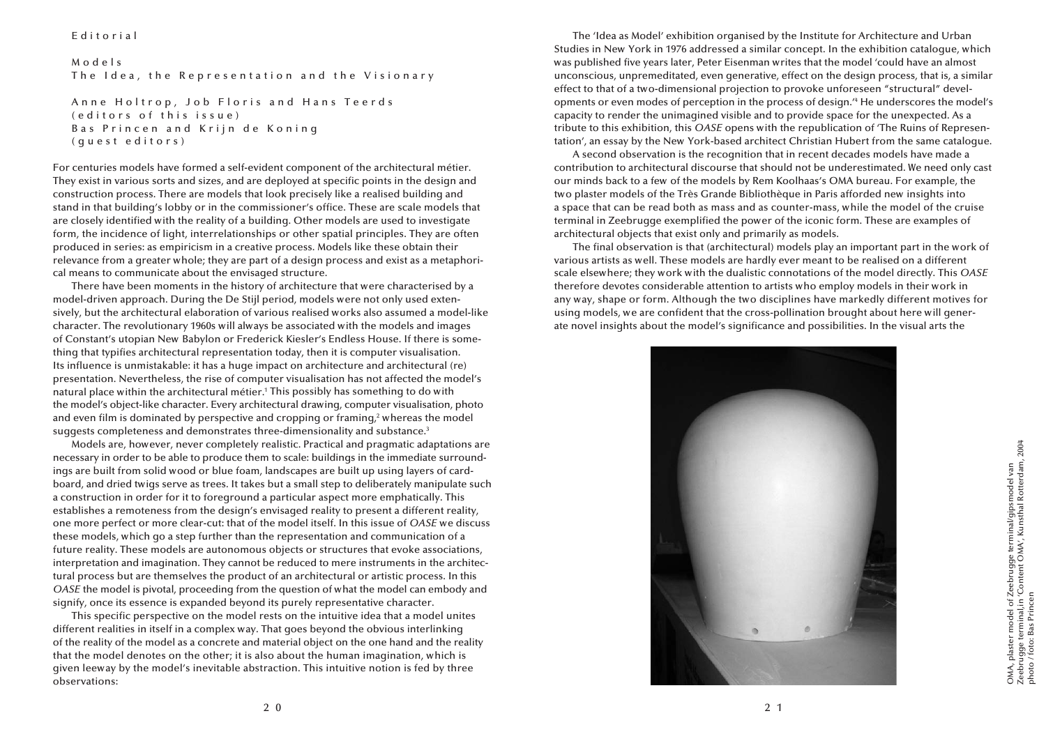Editorial

# Models
## The Idea, the Representation and the Visionary

Anne Holtrop, Job Floris and Hans Teerds
(editors of this issue)
Bas Princen and Krijn de Koning
(guest editors)

For centuries models have formed a self-evident component of the architectural métier. They exist in various sorts and sizes, and are deployed at specific points in the design and construction process. There are models that look precisely like a realised building and stand in that building's lobby or in the commissioner's office. These are scale models that are closely identified with the reality of a building. Other models are used to investigate form, the incidence of light, interrelationships or other spatial principles. They are often produced in series: as empiricism in a creative process. Models like these obtain their relevance from a greater whole; they are part of a design process and exist as a metaphorical means to communicate about the envisaged structure.

There have been moments in the history of architecture that were characterised by a model-driven approach. During the De Stijl period, models were not only used extensively, but the architectural elaboration of various realised works also assumed a model-like character. The revolutionary 1960s will always be associated with the models and images of Constant's utopian New Babylon or Frederick Kiesler's Endless House. If there is something that typifies architectural representation today, then it is computer visualisation. Its influence is unmistakable: it has a huge impact on architecture and architectural (re)presentation. Nevertheless, the rise of computer visualisation has not affected the model's natural place within the architectural métier.[1] This possibly has something to do with the model's object-like character. Every architectural drawing, computer visualisation, photo and even film is dominated by perspective and cropping or framing,[2] whereas the model suggests completeness and demonstrates three-dimensionality and substance.[3]

Models are, however, never completely realistic. Practical and pragmatic adaptations are necessary in order to be able to produce them to scale: buildings in the immediate surroundings are built from solid wood or blue foam, landscapes are built up using layers of cardboard, and dried twigs serve as trees. It takes but a small step to deliberately manipulate such a construction in order for it to foreground a particular aspect more emphatically. This establishes a remoteness from the design's envisaged reality to present a different reality, one more perfect or more clear-cut: that of the model itself. In this issue of *OASE* we discuss these models, which go a step further than the representation and communication of a future reality. These models are autonomous objects or structures that evoke associations, interpretation and imagination. They cannot be reduced to mere instruments in the architectural process but are themselves the product of an architectural or artistic process. In this *OASE* the model is pivotal, proceeding from the question of what the model can embody and signify, once its essence is expanded beyond its purely representative character.

This specific perspective on the model rests on the intuitive idea that a model unites different realities in itself in a complex way. That goes beyond the obvious interlinking of the reality of the model as a concrete and material object on the one hand and the reality that the model denotes on the other; it is also about the human imagination, which is given leeway by the model's inevitable abstraction. This intuitive notion is fed by three observations:

The 'Idea as Model' exhibition organised by the Institute for Architecture and Urban Studies in New York in 1976 addressed a similar concept. In the exhibition catalogue, which was published five years later, Peter Eisenman writes that the model 'could have an almost unconscious, unpremeditated, even generative, effect on the design process, that is, a similar effect to that of a two-dimensional projection to provoke unforeseen "structural" developments or even modes of perception in the process of design.'[4] He underscores the model's capacity to render the unimagined visible and to provide space for the unexpected. As a tribute to this exhibition, this *OASE* opens with the republication of 'The Ruins of Representation', an essay by the New York-based architect Christian Hubert from the same catalogue.

A second observation is the recognition that in recent decades models have made a contribution to architectural discourse that should not be underestimated. We need only cast our minds back to a few of the models by Rem Koolhaas's OMA bureau. For example, the two plaster models of the Très Grande Bibliothèque in Paris afforded new insights into a space that can be read both as mass and as counter-mass, while the model of the cruise terminal in Zeebrugge exemplified the power of the iconic form. These are examples of architectural objects that exist only and primarily as models.

The final observation is that (architectural) models play an important part in the work of various artists as well. These models are hardly ever meant to be realised on a different scale elsewhere; they work with the dualistic connotations of the model directly. This *OASE* therefore devotes considerable attention to artists who employ models in their work in any way, shape or form. Although the two disciplines have markedly different motives for using models, we are confident that the cross-pollination brought about here will generate novel insights about the model's significance and possibilities. In the visual arts the

OMA, plaster model of Zeebrugge terminal/gipsmodel van Zeebrugge terminal,in 'Content OMA', Kunsthal Rotterdam, 2004
photo / foto: Bas Princen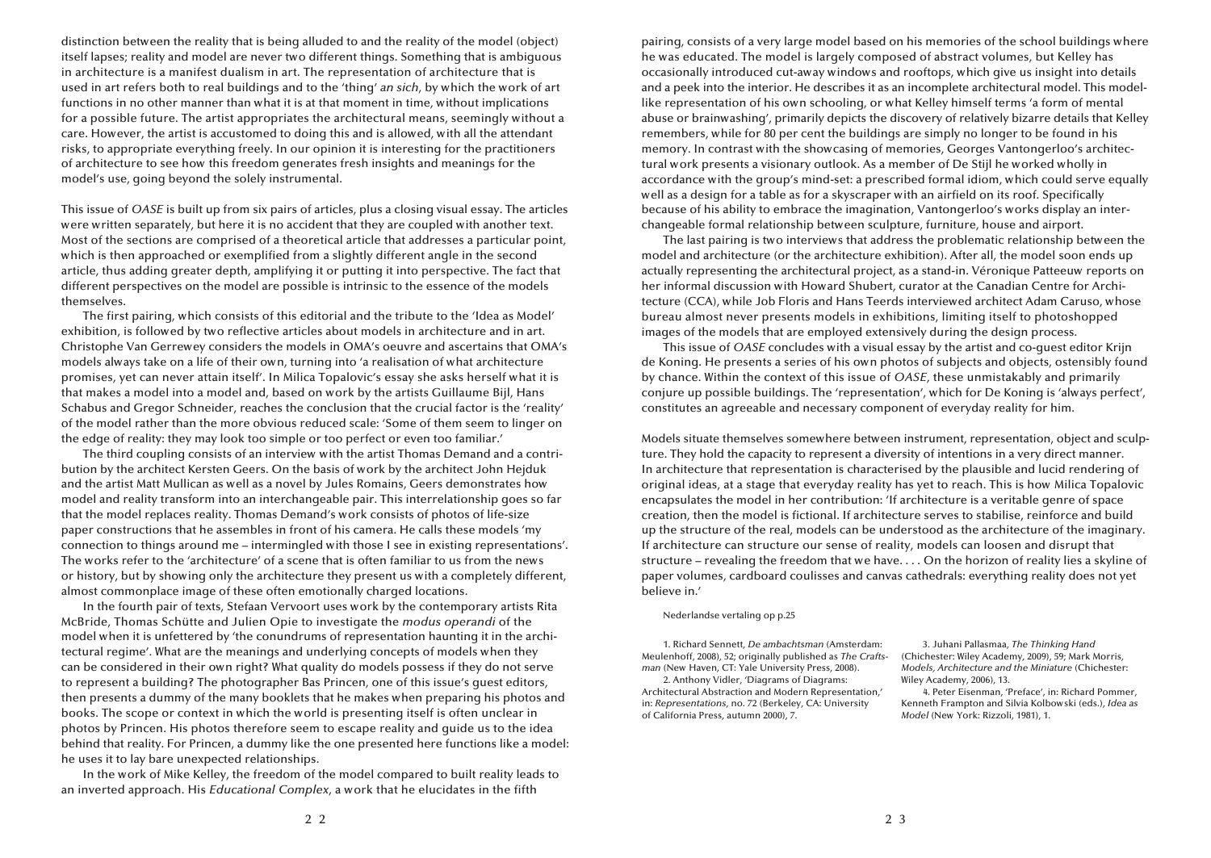distinction between the reality that is being alluded to and the reality of the model (object) itself lapses; reality and model are never two different things. Something that is ambiguous in architecture is a manifest dualism in art. The representation of architecture that is used in art refers both to real buildings and to the 'thing' *an sich*, by which the work of art functions in no other manner than what it is at that moment in time, without implications for a possible future. The artist appropriates the architectural means, seemingly without a care. However, the artist is accustomed to doing this and is allowed, with all the attendant risks, to appropriate everything freely. In our opinion it is interesting for the practitioners of architecture to see how this freedom generates fresh insights and meanings for the model's use, going beyond the solely instrumental.

This issue of *OASE* is built up from six pairs of articles, plus a closing visual essay. The articles were written separately, but here it is no accident that they are coupled with another text. Most of the sections are comprised of a theoretical article that addresses a particular point, which is then approached or exemplified from a slightly different angle in the second article, thus adding greater depth, amplifying it or putting it into perspective. The fact that different perspectives on the model are possible is intrinsic to the essence of the models themselves.

The first pairing, which consists of this editorial and the tribute to the 'Idea as Model' exhibition, is followed by two reflective articles about models in architecture and in art. Christophe Van Gerrewey considers the models in OMA's oeuvre and ascertains that OMA's models always take on a life of their own, turning into 'a realisation of what architecture promises, yet can never attain itself'. In Milica Topalovic's essay she asks herself what it is that makes a model into a model and, based on work by the artists Guillaume Bijl, Hans Schabus and Gregor Schneider, reaches the conclusion that the crucial factor is the 'reality' of the model rather than the more obvious reduced scale: 'Some of them seem to linger on the edge of reality: they may look too simple or too perfect or even too familiar.'

The third coupling consists of an interview with the artist Thomas Demand and a contribution by the architect Kersten Geers. On the basis of work by the architect John Hejduk and the artist Matt Mullican as well as a novel by Jules Romains, Geers demonstrates how model and reality transform into an interchangeable pair. This interrelationship goes so far that the model replaces reality. Thomas Demand's work consists of photos of life-size paper constructions that he assembles in front of his camera. He calls these models 'my connection to things around me – intermingled with those I see in existing representations'. The works refer to the 'architecture' of a scene that is often familiar to us from the news or history, but by showing only the architecture they present us with a completely different, almost commonplace image of these often emotionally charged locations.

In the fourth pair of texts, Stefaan Vervoort uses work by the contemporary artists Rita McBride, Thomas Schütte and Julien Opie to investigate the *modus operandi* of the model when it is unfettered by 'the conundrums of representation haunting it in the architectural regime'. What are the meanings and underlying concepts of models when they can be considered in their own right? What quality do models possess if they do not serve to represent a building? The photographer Bas Princen, one of this issue's guest editors, then presents a dummy of the many booklets that he makes when preparing his photos and books. The scope or context in which the world is presenting itself is often unclear in photos by Princen. His photos therefore seem to escape reality and guide us to the idea behind that reality. For Princen, a dummy like the one presented here functions like a model: he uses it to lay bare unexpected relationships.

In the work of Mike Kelley, the freedom of the model compared to built reality leads to an inverted approach. His *Educational Complex*, a work that he elucidates in the fifth pairing, consists of a very large model based on his memories of the school buildings where he was educated. The model is largely composed of abstract volumes, but Kelley has occasionally introduced cut-away windows and rooftops, which give us insight into details and a peek into the interior. He describes it as an incomplete architectural model. This model-like representation of his own schooling, or what Kelley himself terms 'a form of mental abuse or brainwashing', primarily depicts the discovery of relatively bizarre details that Kelley remembers, while for 80 per cent the buildings are simply no longer to be found in his memory. In contrast with the showcasing of memories, Georges Vantongerloo's architectural work presents a visionary outlook. As a member of De Stijl he worked wholly in accordance with the group's mind-set: a prescribed formal idiom, which could serve equally well as a design for a table as for a skyscraper with an airfield on its roof. Specifically because of his ability to embrace the imagination, Vantongerloo's works display an interchangeable formal relationship between sculpture, furniture, house and airport.

The last pairing is two interviews that address the problematic relationship between the model and architecture (or the architecture exhibition). After all, the model soon ends up actually representing the architectural project, as a stand-in. Véronique Patteeuw reports on her informal discussion with Howard Shubert, curator at the Canadian Centre for Architecture (CCA), while Job Floris and Hans Teerds interviewed architect Adam Caruso, whose bureau almost never presents models in exhibitions, limiting itself to photoshopped images of the models that are employed extensively during the design process.

This issue of *OASE* concludes with a visual essay by the artist and co-guest editor Krijn de Koning. He presents a series of his own photos of subjects and objects, ostensibly found by chance. Within the context of this issue of *OASE*, these unmistakably and primarily conjure up possible buildings. The 'representation', which for De Koning is 'always perfect', constitutes an agreeable and necessary component of everyday reality for him.

Models situate themselves somewhere between instrument, representation, object and sculpture. They hold the capacity to represent a diversity of intentions in a very direct manner. In architecture that representation is characterised by the plausible and lucid rendering of original ideas, at a stage that everyday reality has yet to reach. This is how Milica Topalovic encapsulates the model in her contribution: 'If architecture is a veritable genre of space creation, then the model is fictional. If architecture serves to stabilise, reinforce and build up the structure of the real, models can be understood as the architecture of the imaginary. If architecture can structure our sense of reality, models can loosen and disrupt that structure – revealing the freedom that we have. . . . On the horizon of reality lies a skyline of paper volumes, cardboard coulisses and canvas cathedrals: everything reality does not yet believe in.'

Nederlandse vertaling op p.25

1. Richard Sennett, *De ambachtsman* (Amsterdam: Meulenhoff, 2008), 52; originally published as *The Craftsman* (New Haven, CT: Yale University Press, 2008).

2. Anthony Vidler, 'Diagrams of Diagrams: Architectural Abstraction and Modern Representation,' in: *Representations*, no. 72 (Berkeley, CA: University of California Press, autumn 2000), 7.

3. Juhani Pallasmaa, *The Thinking Hand* (Chichester: Wiley Academy, 2009), 59; Mark Morris, *Models, Architecture and the Miniature* (Chichester: Wiley Academy, 2006), 13.

4. Peter Eisenman, 'Preface', in: Richard Pommer, Kenneth Frampton and Silvia Kolbowski (eds.), *Idea as Model* (New York: Rizzoli, 1981), 1.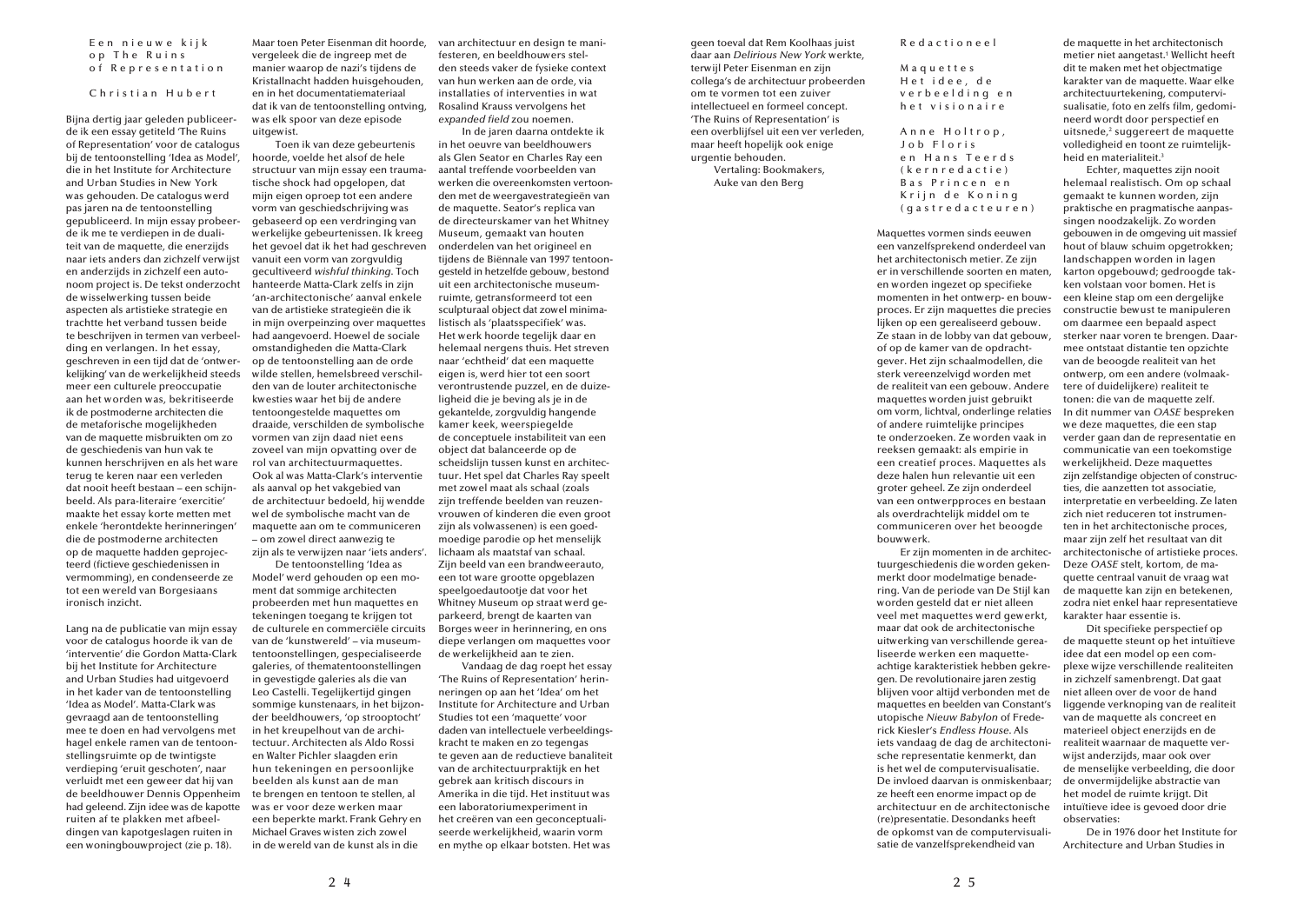# Een nieuwe kijk op The Ruins of Representation

## Christian Hubert

Bijna dertig jaar geleden publiceerde ik een essay getiteld 'The Ruins of Representation' voor de catalogus bij de tentoonstelling 'Idea as Model', die in het Institute for Architecture and Urban Studies in New York was gehouden. De catalogus werd pas jaren na de tentoonstelling gepubliceerd. In mijn essay probeerde ik me te verdiepen in de dualiteit van de maquette, die enerzijds naar iets anders dan zichzelf verwijst en anderzijds in zichzelf een autonoom project is. De tekst onderzocht de wisselwerking tussen beide aspecten als artistieke strategie en trachtte het verband tussen beide te beschrijven in termen van verbeelding en verlangen. In het essay, geschreven in een tijd dat de 'ontwerkelijking' van de werkelijkheid steeds meer een culturele preoccupatie aan het worden was, bekritiseerde ik de postmoderne architecten die de metaforische mogelijkheden van de maquette misbruikten om zo de geschiedenis van hun vak te kunnen herschrijven en als het ware terug te keren naar een verleden dat nooit heeft bestaan – een schijnbeeld. Als para-literaire 'exercitie' maakte het essay korte metten met enkele 'herontdekte herinneringen' die de postmoderne architecten op de maquette hadden geprojecteerd (fictieve geschiedenissen in vermomming), en condenseerde ze tot een wereld van Borgesiaans ironisch inzicht.

Lang na de publicatie van mijn essay voor de catalogus hoorde ik van de 'interventie' die Gordon Matta-Clark bij het Institute for Architecture and Urban Studies had uitgevoerd in het kader van de tentoonstelling 'Idea as Model'. Matta-Clark was gevraagd aan de tentoonstelling mee te doen en had vervolgens met hagel enkele ramen van de tentoonstellingsruimte op de twintigste verdieping 'eruit geschoten', naar verluidt met een geweer dat hij van de beeldhouwer Dennis Oppenheim had geleend. Zijn idee was de kapotte ruiten af te plakken met afbeeldingen van kapotgeslagen ruiten in een woningbouwproject (zie p. 18). Maar toen Peter Eisenman dit hoorde, vergeleek die de ingreep met de manier waarop de nazi's tijdens de Kristallnacht hadden huisgehouden, en in het documentatiemateriaal dat ik van de tentoonstelling ontving, was elk spoor van deze episode uitgewist.

Toen ik van deze gebeurtenis hoorde, voelde het alsof de hele structuur van mijn essay een traumatische shock had opgelopen, dat mijn eigen oproep tot een andere vorm van geschiedschrijving was gebaseerd op een verdringing van werkelijke gebeurtenissen. Ik kreeg het gevoel dat ik het had geschreven vanuit een vorm van zorgvuldig gecultiveerd *wishful thinking*. Toch hanteerde Matta-Clark zelfs in zijn 'an-architectonische' aanval enkele van de artistieke strategieën die ik in mijn overpeinzing over maquettes had aangevoerd. Hoewel de sociale omstandigheden die Matta-Clark op de tentoonstelling aan de orde wilde stellen, hemelsbreed verschilden van de louter architectonische kwesties waar het bij de andere tentoongestelde maquettes om draaide, verschilden de symbolische vormen van zijn daad niet eens zoveel van mijn opvatting over de rol van architectuurmaquettes. Ook al was Matta-Clark's interventie als aanval op het vakgebied van de architectuur bedoeld, hij wendde wel de symbolische macht van de maquette aan om te communiceren – om zowel direct aanwezig te zijn als te verwijzen naar 'iets anders'.

De tentoonstelling 'Idea as Model' werd gehouden op een moment dat sommige architecten probeerden met hun maquettes en tekeningen toegang te krijgen tot de culturele en commerciële circuits van de 'kunstwereld' – via museumtentoonstellingen, gespecialiseerde galeries, of thematentoonstellingen in gevestigde galeries als die van Leo Castelli. Tegelijkertijd gingen sommige kunstenaars, in het bijzonder beeldhouwers, 'op strooptocht' in het kreupelhout van de architectuur. Architecten als Aldo Rossi en Walter Pichler slaagden erin hun tekeningen en persoonlijke beelden als kunst aan de man te brengen en tentoon te stellen, al was er voor deze werken maar een beperkte markt. Frank Gehry en Michael Graves wisten zich zowel in de wereld van de kunst als in die van architectuur en design te manifesteren, en beeldhouwers stelden steeds vaker de fysieke context van hun werken aan de orde, via installaties of interventies in wat Rosalind Krauss vervolgens het *expanded field* zou noemen.

In de jaren daarna ontdekte ik in het oeuvre van beeldhouwers als Glen Seator en Charles Ray een aantal treffende voorbeelden van werken die overeenkomsten vertoonden met de weergavestrategieën van de maquette. Seator's replica van de directeurskamer van het Whitney Museum, gemaakt van houten onderdelen van het origineel en tijdens de Biënnale van 1997 tentoongesteld in hetzelfde gebouw, bestond uit een architectonische museumruimte, getransformeerd tot een sculpturaal object dat zowel minimalistisch als 'plaatsspecifiek' was. Het werk hoorde tegelijk daar en helemaal nergens thuis. Het streven naar 'echtheid' dat een maquette eigen is, werd hier tot een soort verontrustende puzzel, en de duizeligheid die je beving als je in de gekantelde, zorgvuldig hangende kamer keek, weerspiegelde de conceptuele instabiliteit van een object dat balanceerde op de scheidslijn tussen kunst en architectuur. Het spel dat Charles Ray speelt met zowel maat als schaal (zoals zijn treffende beelden van reuzenvrouwen of kinderen die even groot zijn als volwassenen) is een goedmoedige parodie op het menselijk lichaam als maatstaf van schaal. Zijn beeld van een brandweerauto, een tot ware grootte opgeblazen speelgoedautootje dat voor het Whitney Museum op straat werd geparkeerd, brengt de kaarten van Borges weer in herinnering, en ons diepe verlangen om maquettes voor de werkelijkheid aan te zien.

Vandaag de dag roept het essay 'The Ruins of Representation' herinneringen op aan het 'Idea' om het Institute for Architecture and Urban Studies tot een 'maquette' voor daden van intellectuele verbeeldingskracht te maken en zo tegengas te geven aan de reductieve banaliteit van de architectuurpraktijk en het gebrek aan kritisch discours in Amerika in die tijd. Het instituut was een laboratoriumexperiment in het creëren van een geconceptualiseerde werkelijkheid, waarin vorm en mythe op elkaar botsten. Het was geen toeval dat Rem Koolhaas juist daar aan *Delirious New York* werkte, terwijl Peter Eisenman en zijn collega's de architectuur probeerden om te vormen tot een zuiver intellectueel en formeel concept. 'The Ruins of Representation' is een overblijfsel uit een ver verleden, maar heeft hopelijk ook enige urgentie behouden.

Vertaling: Bookmakers, Auke van den Berg

# Redactioneel

## Maquettes Het idee, de verbeelding en het visionaire

Anne Holtrop, Job Floris en Hans Teerds (kernredactie)
Bas Princen en Krijn de Koning (gastredacteuren)

Maquettes vormen sinds eeuwen een vanzelfsprekend onderdeel van het architectonisch metier. Ze zijn er in verschillende soorten en maten, en worden ingezet op specifieke momenten in het ontwerp- en bouwproces. Er zijn maquettes die precies lijken op een gerealiseerd gebouw. Ze staan in de lobby van dat gebouw, of op de kamer van de opdrachtgever. Het zijn schaalmodellen, die sterk vereenzelvigd worden met de realiteit van een gebouw. Andere maquettes worden juist gebruikt om vorm, lichtval, onderlinge relaties of andere ruimtelijke principes te onderzoeken. Ze worden vaak in reeksen gemaakt: als empirie in een creatief proces. Maquettes als deze halen hun relevantie uit een groter geheel. Ze zijn onderdeel van een ontwerpproces en bestaan als overdrachtelijk middel om te communiceren over het beoogde bouwwerk.

Er zijn momenten in de architectuurgeschiedenis die worden gekenmerkt door modelmatige benadering. Van de periode van De Stijl kan worden gesteld dat er niet alleen veel met maquettes werd gewerkt, maar dat ook de architectonische uitwerking van verschillende gerealiseerde werken een maquetteachtige karakteristiek hebben gekregen. De revolutionaire jaren zestig blijven voor altijd verbonden met de maquettes en beelden van Constant's utopische *Nieuw Babylon* of Frederick Kiesler's *Endless House*. Als iets vandaag de dag de architectonische representatie kenmerkt, dan is het wel de computervisualisatie. De invloed daarvan is onmiskenbaar; ze heeft een enorme impact op de architectuur en de architectonische (re)presentatie. Desondanks heeft de opkomst van de computervisualisatie de vanzelfsprekendheid van de maquette in het architectonisch metier niet aangetast.[1] Wellicht heeft dit te maken met het objectmatige karakter van de maquette. Waar elke architectuurtekening, computervisualisatie, foto en zelfs film, gedomineerd wordt door perspectief en uitsnede,[2] suggereert de maquette volledigheid en toont ze ruimtelijkheid en materialiteit.[3]

Echter, maquettes zijn nooit helemaal realistisch. Om op schaal gemaakt te kunnen worden, zijn praktische en pragmatische aanpassingen noodzakelijk. Zo worden gebouwen in de omgeving uit massief hout of blauw schuim opgetrokken; landschappen worden in lagen karton opgebouwd; gedroogde takken volstaan voor bomen. Het is een kleine stap om een dergelijke constructie bewust te manipuleren om daarmee een bepaald aspect sterker naar voren te brengen. Daarmee ontstaat distantie ten opzichte van de beoogde realiteit van het ontwerp, om een andere (volmaaktere of duidelijkere) realiteit te tonen: die van de maquette zelf. In dit nummer van *OASE* bespreken we deze maquettes, die een stap verder gaan dan de representatie en communicatie van een toekomstige werkelijkheid. Deze maquettes zijn zelfstandige objecten of constructies, die aanzetten tot associatie, interpretatie en verbeelding. Ze laten zich niet reduceren tot instrumenten in het architectonisch proces, maar zijn zelf het resultaat van dit architectonische of artistieke proces. Deze *OASE* stelt, kortom, de maquette centraal vanuit de vraag wat de maquette kan zijn en betekenen, zodra niet enkel haar representatieve karakter haar essentie is.

Dit specifieke perspectief op de maquette steunt op het intuïtieve idee dat een model op een complexe wijze verschillende realiteiten in zichzelf samenbrengt. Dat gaat niet alleen over de voor de hand liggende verknoping van de realiteit van de maquette als concreet en materieel object enerzijds en de realiteit waarnaar de maquette verwijst anderzijds, maar ook over de menselijke verbeelding, die door de onvermijdelijke abstractie van het model de ruimte krijgt. Dit intuïtieve idee is gevoed door drie observaties:

De in 1976 door het Institute for Architecture and Urban Studies in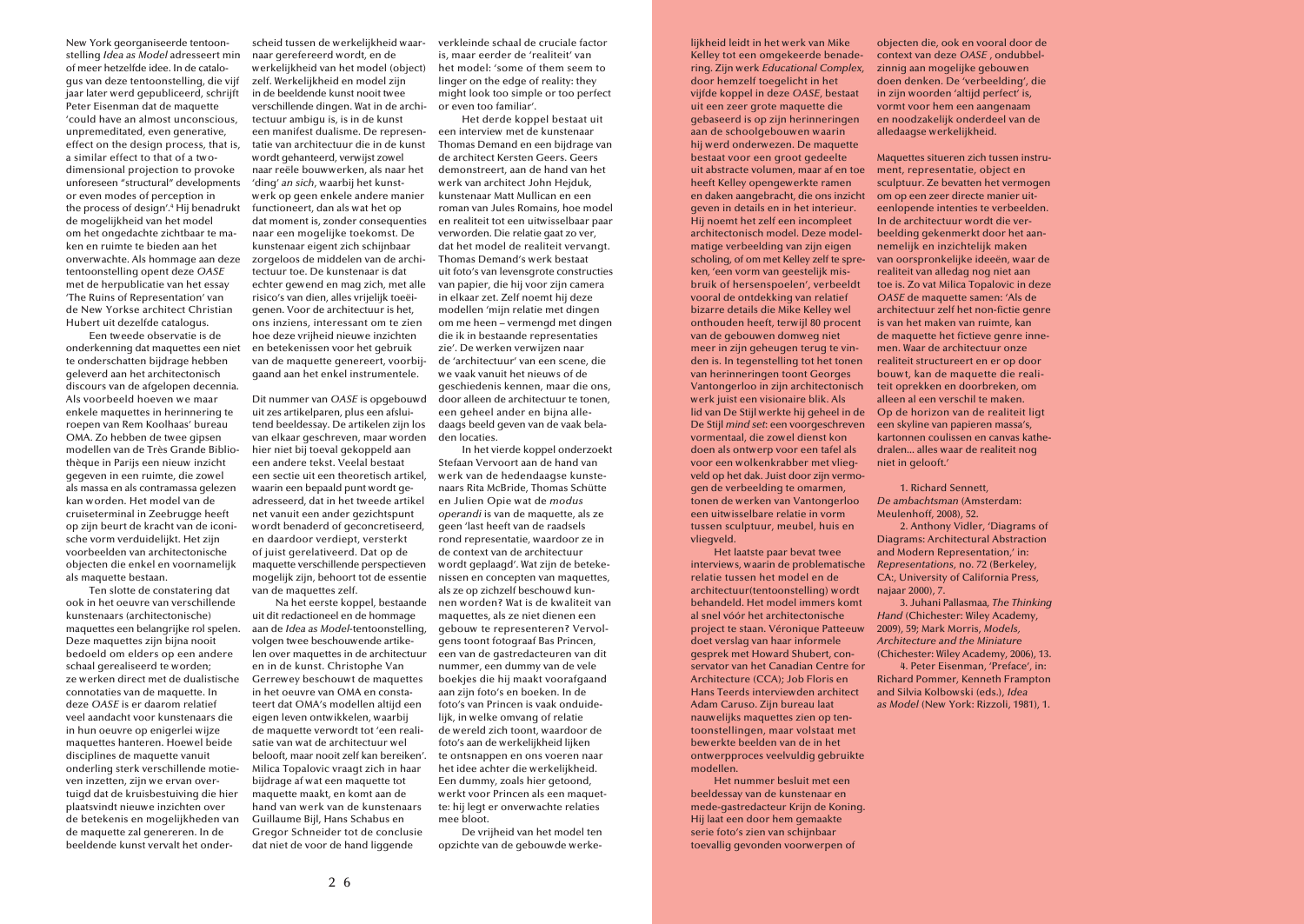New York georganiseerde tentoonstelling *Idea as Model* adresseert min of meer hetzelfde idee. In de catalogus van deze tentoonstelling, die vijf jaar later werd gepubliceerd, schrijft Peter Eisenman dat de maquette 'could have an almost unconscious, unpremeditated, even generative, effect on the design process, that is, a similar effect to that of a two-dimensional projection to provoke unforeseen "structural" developments or even modes of perception in the process of design'.[4] Hij benadrukt de mogelijkheid van het model om het ongedachte zichtbaar te maken en ruimte te bieden aan het onverwachte. Als hommage aan deze tentoonstelling opent deze *OASE* met de herpublicatie van het essay 'The Ruins of Representation' van de New Yorkse architect Christian Hubert uit dezelfde catalogus.

Een tweede observatie is de onderkenning dat maquettes een niet te onderschatten bijdrage hebben geleverd aan het architectonisch discours van de afgelopen decennia. Als voorbeeld hoeven we maar enkele maquettes in herinnering te roepen van Rem Koolhaas' bureau OMA. Zo hebben de twee gipsen modellen van de Très Grande Bibliothèque in Parijs een nieuw inzicht gegeven in een ruimte, die zowel als massa en als contramassa gelezen kan worden. Het model van de cruiseterminal in Zeebrugge heeft op zijn beurt de kracht van de iconische vorm verduidelijkt. Het zijn voorbeelden van architectonische objecten die enkel en voornamelijk als maquette bestaan.

Ten slotte de constatering dat ook in het oeuvre van verschillende kunstenaars (architectonische) maquettes een belangrijke rol spelen. Deze maquettes zijn bijna nooit bedoeld om elders op een andere schaal gerealiseerd te worden; ze werken direct met de dualistische connotaties van de maquette. In deze *OASE* is er daarom relatief veel aandacht voor kunstenaars die in hun oeuvre op enigerlei wijze maquettes hanteren. Hoewel beide disciplines de maquette vanuit onderling sterk verschillende motieven inzetten, zijn we ervan overtuigd dat de kruisbestuiving die hier plaatsvindt nieuwe inzichten over de betekenis en mogelijkheden van de maquette zal genereren. In de beeldende kunst vervalt het onderscheid tussen de werkelijkheid waarnaar gerefereerd wordt, en de werkelijkheid van het model (object) zelf. Werkelijkheid en model zijn in de beeldende kunst nooit twee verschillende dingen. Wat in de architectuur ambigu is, is in de kunst een manifest dualisme. De representatie van architectuur die in de kunst wordt gehanteerd, verwijst zowel naar reële bouwwerken, als naar het 'ding' *an sich*, waarbij het kunstwerk op geen enkele andere manier functioneert, dan als wat het op dat moment is, zonder consequenties naar een mogelijke toekomst. De kunstenaar eigent zich schijnbaar zorgeloos de middelen van de architectuur toe. De kunstenaar is dat echter gewend en mag zich, met alle risico's van dien, alles vrijelijk toeëigenen. Voor de architectuur is het, ons inziens, interessant om te zien hoe deze vrijheid nieuwe inzichten en betekenissen voor het gebruik van de maquette genereert, voorbijgaand aan het enkel instrumentele.

Dit nummer van *OASE* is opgebouwd uit zes artikelparen, plus een afsluitend beeldessay. De artikelen zijn los van elkaar geschreven, maar worden hier niet bij toeval gekoppeld aan een andere tekst. Veelal bestaat een sectie uit een theoretisch artikel, waarin een bepaald punt wordt geadresseerd, dat in het tweede artikel net vanuit een ander gezichtspunt wordt benaderd of geconcretiseerd, en daardoor verdiept, versterkt of juist gerelativeerd. Dat op de maquette verschillende perspectieven mogelijk zijn, behoort tot de essentie van de maquettes zelf.

Na het eerste koppel, bestaande uit de redactioneel en de hommage aan de *Idea as Model*-tentoonstelling, volgen twee beschouwende artikelen over maquettes in de architectuur en in de kunst. Christophe Van Gerrewey beschouwt de maquettes in het oeuvre van OMA en constateert dat OMA's modellen altijd een eigen leven ontwikkelen, waarbij de maquette verwordt tot 'een realisatie van wat de architectuur wel belooft, maar nooit zelf kan bereiken'. Milica Topalovic vraagt zich in haar bijdrage af wat een maquette tot maquette maakt, en komt aan de hand van werk van de kunstenaars Guillaume Bijl, Hans Schabus en Gregor Schneider tot de conclusie dat niet de voor de hand liggende verkleinde schaal de cruciale factor is, maar eerder de 'realiteit' van het model: 'some of them seem to linger on the edge of reality: they might look too simple or too perfect or even too familiar'.

Het derde koppel bestaat uit een interview met de kunstenaar Thomas Demand en een bijdrage van de architect Kersten Geers. Geers demonstreert, aan de hand van het werk van architect John Hejduk, kunstenaar Matt Mullican en een roman van Jules Romains, hoe model en realiteit tot een uitwisselbaar paar verworden. Die relatie gaat zo ver, dat het model de realiteit vervangt. Thomas Demand's werk bestaat uit foto's van levensgrote constructies van papier, die hij voor zijn camera in elkaar zet. Zelf noemt hij deze modellen 'mijn relatie met dingen om me heen – vermengd met dingen die ik in bestaande representaties zie'. De werken verwijzen naar de 'architectuur' van een scene, die we vaak vanuit het nieuws of de geschiedenis kennen, maar die ons, door alleen de architectuur te tonen, een geheel ander en bijna alledaags beeld geven van de vaak beladen locaties.

In het vierde koppel onderzoekt Stefaan Vervoort aan de hand van werk van de hedendaagse kunstenaars Rita McBride, Thomas Schütte en Julien Opie wat de *modus operandi* is van de maquette, als ze geen 'last heeft van de raadsels rond representatie, waarvoor ze in de context van de architectuur wordt geplaagd'. Wat zijn de betekenissen en concepten van maquettes, als ze op zichzelf beschouwd kunnen worden? Wat is de kwaliteit van maquettes, als ze niet dienen een gebouw te representeren? Vervolgens toont fotograaf Bas Princen, een van de gastredacteuren van dit nummer, een dummy van de vele boekjes die hij maakt voorafgaand aan zijn foto's en boeken. In de foto's van Princen is vaak onduidelijk, in welke omvang of relatie de wereld zich toont, waardoor de foto's aan de werkelijkheid lijken te ontsnappen en ons voeren naar het idee achter die werkelijkheid. Een dummy, zoals hier getoond, werkt voor Princen als een maquette: hij legt er onverwachte relaties mee bloot.

De vrijheid van het model ten opzichte van de gebouwde werkelijkheid leidt in het werk van Mike Kelley tot een omgekeerde benadering. Zijn werk *Educational Complex*, door hemzelf toegelicht in het vijfde koppel in deze *OASE*, bestaat uit een zeer grote maquette die gebaseerd is op zijn herinneringen aan de schoolgebouwen waarin hij werd onderwezen. De maquette bestaat voor een groot gedeelte uit abstracte volumen, maar af en toe heeft Kelley opengewerkte ramen en daken aangebracht, die ons inzicht geven in details en in het interieur. Hij noemt het zelf een incompleet architectonisch model. Deze modelmatige verbeelding van zijn eigen scholing, of om met Kelley zelf te spreken, 'een vorm van geestelijk misbruik of hersenspoelen', verbeeldt vooral de ontdekking van relatief bizarre details die Mike Kelley wel onthouden heeft, terwijl 80 procent van de gebouwen domweg niet meer in zijn geheugen terug te vinden is. In tegenstelling tot het tonen van herinneringen toont Georges Vantongerloo in zijn architectonisch werk juist een visionaire blik. Als lid van De Stijl werkte hij geheel in de De Stijl *mind set*: een voorgeschreven vormentaal, die zowel dienst kon doen als ontwerp voor een tafel als voor een wolkenkrabber met vliegveld op het dak. Juist door zijn vermogen de verbeelding te omarmen, tonen de werken van Vantongerloo een uitwisselbare relatie in vorm tussen sculptuur, meubel, huis en vliegveld.

Het laatste paar bevat twee interviews, waarin de problematische relatie tussen het model en de architectuur(tentoonstelling) wordt behandeld. Het model immers komt al snel vóór het architectonische project te staan. Véronique Patteeuw doet verslag van haar informele gesprek met Howard Shubert, conservator van het Canadian Centre for Architecture (CCA); Job Floris en Hans Teerds interviewden architect Adam Caruso. Zijn bureau laat nauwelijks maquettes zien op tentoonstellingen, maar volstaat met bewerkte beelden van de in het ontwerpproces veelvuldig gebruikte modellen.

Het nummer besluit met een beeldessay van de kunstenaar en mede-gastredacteur Krijn de Koning. Hij laat een door hem gemaakte serie foto's zien van schijnbaar toevallig gevonden voorwerpen of objecten die, ook en vooral door de context van deze *OASE*, ondubbelzinnig aan mogelijke gebouwen doen denken. De 'verbeelding', die in zijn woorden 'altijd perfect' is, vormt voor hem een aangenaam en noodzakelijk onderdeel van de alledaagse werkelijkheid.

Maquettes situeren zich tussen instrument, representatie, object en sculptuur. Ze bevatten het vermogen om op een zeer directe manier uiteenlopende intenties te verbeelden. In de architectuur wordt die verbeelding gekenmerkt door het aannemelijk en inzichtelijk maken van oorspronkelijke ideeën, waar de realiteit van alledag nog niet aan toe is. Zo vat Milica Topalovic in deze *OASE* de maquette samen: 'Als de architectuur zelf het non-fictie genre is van het maken van ruimte, kan de maquette het fictieve genre innemen. Waar de architectuur onze realiteit structureert en er op door bouwt, kan de maquette die realiteit oprekken en doorbreken, om alleen al een verschil te maken. Op de horizon van de realiteit ligt een skyline van papieren massa's, kartonnen coulissen en canvas kathedralen… alles waar de realiteit nog niet in gelooft.'

1. Richard Sennett, *De ambachtsman* (Amsterdam: Meulenhoff, 2008), 52.
2. Anthony Vidler, 'Diagrams of Diagrams: Architectural Abstraction and Modern Representation,' in: *Representations*, no. 72 (Berkeley, CA:, University of California Press, najaar 2000), 7.
3. Juhani Pallasmaa, *The Thinking Hand* (Chichester: Wiley Academy, 2009), 59; Mark Morris, *Models, Architecture and the Miniature* (Chichester: Wiley Academy, 2006), 13.
4. Peter Eisenman, 'Preface', in: Richard Pommer, Kenneth Frampton and Silvia Kolbowski (eds.), *Idea as Model* (New York: Rizzoli, 1981), 1.